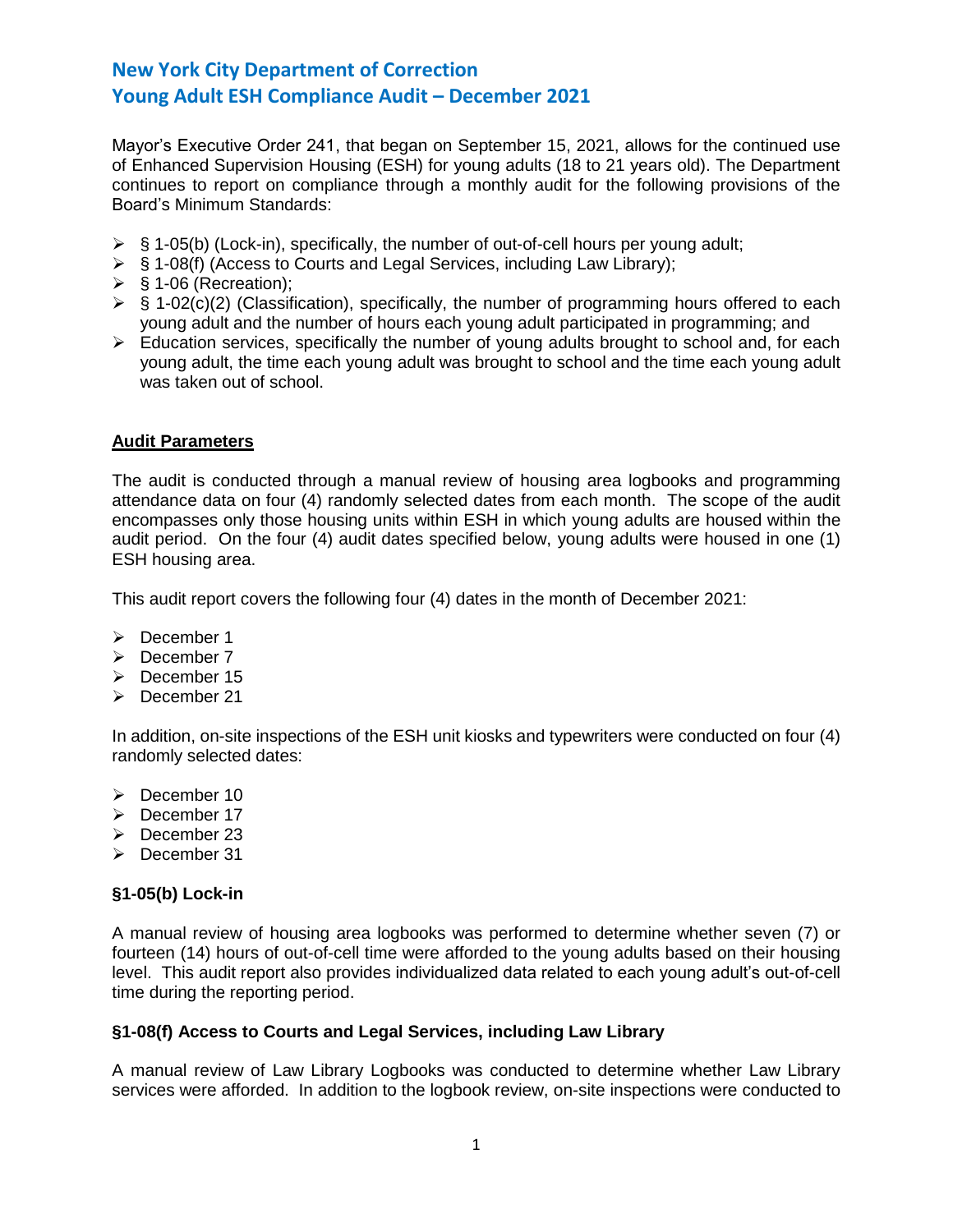# New York City Department of Correction
# Young Adult ESH Compliance Audit – December 2021

Mayor's Executive Order 241, that began on September 15, 2021, allows for the continued use of Enhanced Supervision Housing (ESH) for young adults (18 to 21 years old). The Department continues to report on compliance through a monthly audit for the following provisions of the Board's Minimum Standards:

- § 1-05(b) (Lock-in), specifically, the number of out-of-cell hours per young adult;
- § 1-08(f) (Access to Courts and Legal Services, including Law Library);
- § 1-06 (Recreation);
- § 1-02(c)(2) (Classification), specifically, the number of programming hours offered to each young adult and the number of hours each young adult participated in programming; and
- Education services, specifically the number of young adults brought to school and, for each young adult, the time each young adult was brought to school and the time each young adult was taken out of school.

**Audit Parameters**

The audit is conducted through a manual review of housing area logbooks and programming attendance data on four (4) randomly selected dates from each month. The scope of the audit encompasses only those housing units within ESH in which young adults are housed within the audit period. On the four (4) audit dates specified below, young adults were housed in one (1) ESH housing area.

This audit report covers the following four (4) dates in the month of December 2021:

- December 1
- December 7
- December 15
- December 21

In addition, on-site inspections of the ESH unit kiosks and typewriters were conducted on four (4) randomly selected dates:

- December 10
- December 17
- December 23
- December 31

**§1-05(b) Lock-in**

A manual review of housing area logbooks was performed to determine whether seven (7) or fourteen (14) hours of out-of-cell time were afforded to the young adults based on their housing level. This audit report also provides individualized data related to each young adult's out-of-cell time during the reporting period.

**§1-08(f) Access to Courts and Legal Services, including Law Library**

A manual review of Law Library Logbooks was conducted to determine whether Law Library services were afforded. In addition to the logbook review, on-site inspections were conducted to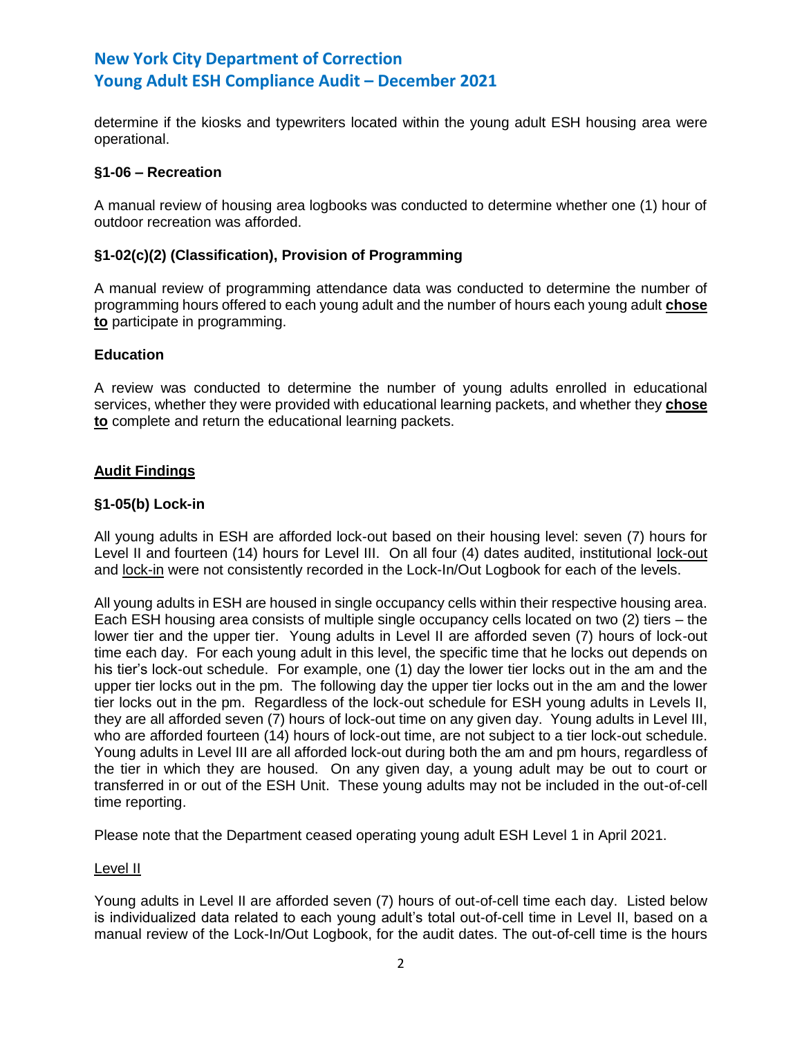determine if the kiosks and typewriters located within the young adult ESH housing area were operational.

**§1-06 – Recreation**

A manual review of housing area logbooks was conducted to determine whether one (1) hour of outdoor recreation was afforded.

**§1-02(c)(2) (Classification), Provision of Programming**

A manual review of programming attendance data was conducted to determine the number of programming hours offered to each young adult and the number of hours each young adult **chose to** participate in programming.

**Education**

A review was conducted to determine the number of young adults enrolled in educational services, whether they were provided with educational learning packets, and whether they **chose to** complete and return the educational learning packets.

## Audit Findings

**§1-05(b) Lock-in**

All young adults in ESH are afforded lock-out based on their housing level: seven (7) hours for Level II and fourteen (14) hours for Level III. On all four (4) dates audited, institutional lock-out and lock-in were not consistently recorded in the Lock-In/Out Logbook for each of the levels.

All young adults in ESH are housed in single occupancy cells within their respective housing area. Each ESH housing area consists of multiple single occupancy cells located on two (2) tiers – the lower tier and the upper tier. Young adults in Level II are afforded seven (7) hours of lock-out time each day. For each young adult in this level, the specific time that he locks out depends on his tier's lock-out schedule. For example, one (1) day the lower tier locks out in the am and the upper tier locks out in the pm. The following day the upper tier locks out in the am and the lower tier locks out in the pm. Regardless of the lock-out schedule for ESH young adults in Levels II, they are all afforded seven (7) hours of lock-out time on any given day. Young adults in Level III, who are afforded fourteen (14) hours of lock-out time, are not subject to a tier lock-out schedule. Young adults in Level III are all afforded lock-out during both the am and pm hours, regardless of the tier in which they are housed. On any given day, a young adult may be out to court or transferred in or out of the ESH Unit. These young adults may not be included in the out-of-cell time reporting.

Please note that the Department ceased operating young adult ESH Level 1 in April 2021.

Level II

Young adults in Level II are afforded seven (7) hours of out-of-cell time each day. Listed below is individualized data related to each young adult's total out-of-cell time in Level II, based on a manual review of the Lock-In/Out Logbook, for the audit dates. The out-of-cell time is the hours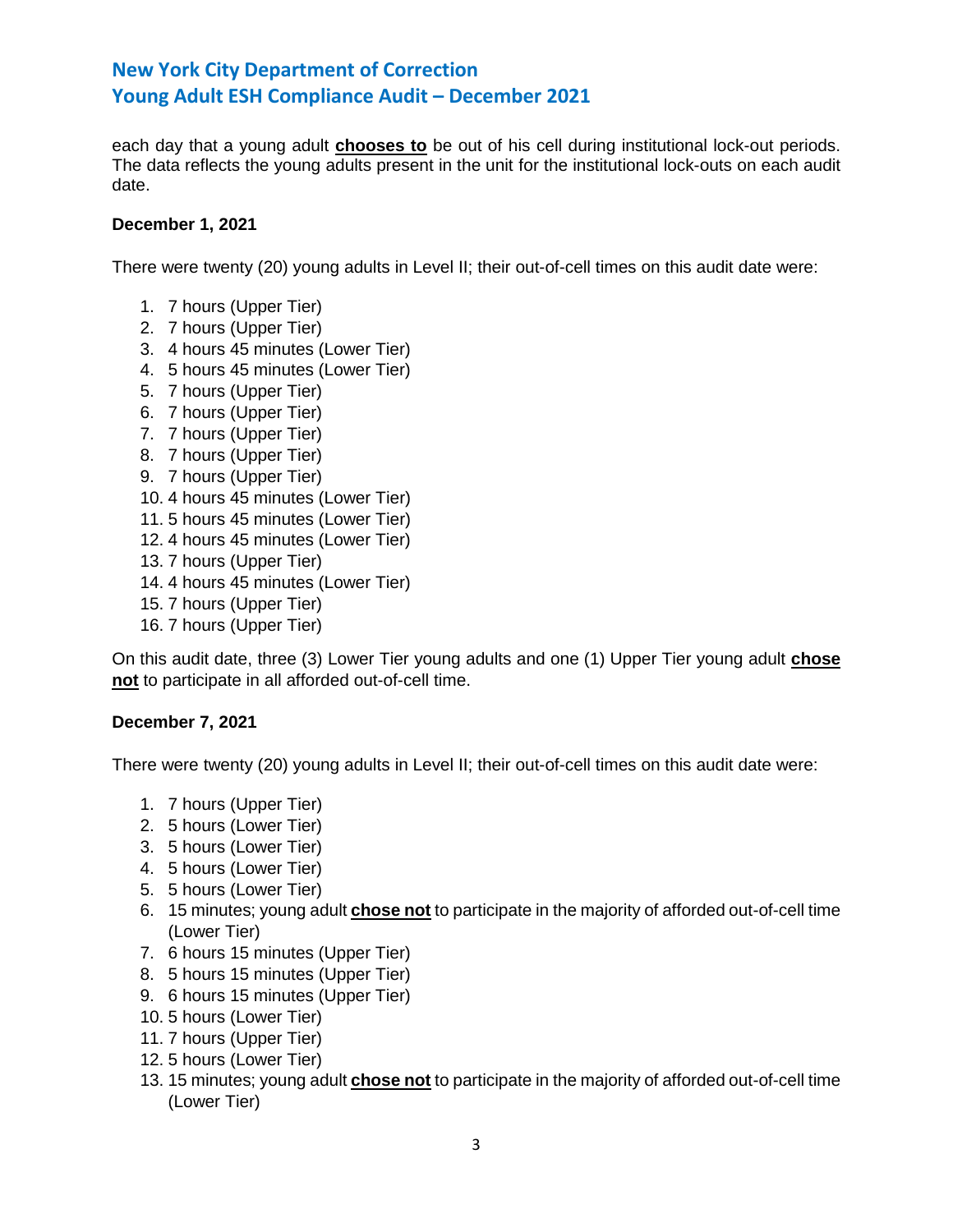each day that a young adult **chooses to** be out of his cell during institutional lock-out periods. The data reflects the young adults present in the unit for the institutional lock-outs on each audit date.

**December 1, 2021**

There were twenty (20) young adults in Level II; their out-of-cell times on this audit date were:

1. 7 hours (Upper Tier)
2. 7 hours (Upper Tier)
3. 4 hours 45 minutes (Lower Tier)
4. 5 hours 45 minutes (Lower Tier)
5. 7 hours (Upper Tier)
6. 7 hours (Upper Tier)
7. 7 hours (Upper Tier)
8. 7 hours (Upper Tier)
9. 7 hours (Upper Tier)
10. 4 hours 45 minutes (Lower Tier)
11. 5 hours 45 minutes (Lower Tier)
12. 4 hours 45 minutes (Lower Tier)
13. 7 hours (Upper Tier)
14. 4 hours 45 minutes (Lower Tier)
15. 7 hours (Upper Tier)
16. 7 hours (Upper Tier)

On this audit date, three (3) Lower Tier young adults and one (1) Upper Tier young adult **chose not** to participate in all afforded out-of-cell time.

**December 7, 2021**

There were twenty (20) young adults in Level II; their out-of-cell times on this audit date were:

1. 7 hours (Upper Tier)
2. 5 hours (Lower Tier)
3. 5 hours (Lower Tier)
4. 5 hours (Lower Tier)
5. 5 hours (Lower Tier)
6. 15 minutes; young adult **chose not** to participate in the majority of afforded out-of-cell time (Lower Tier)
7. 6 hours 15 minutes (Upper Tier)
8. 5 hours 15 minutes (Upper Tier)
9. 6 hours 15 minutes (Upper Tier)
10. 5 hours (Lower Tier)
11. 7 hours (Upper Tier)
12. 5 hours (Lower Tier)
13. 15 minutes; young adult **chose not** to participate in the majority of afforded out-of-cell time (Lower Tier)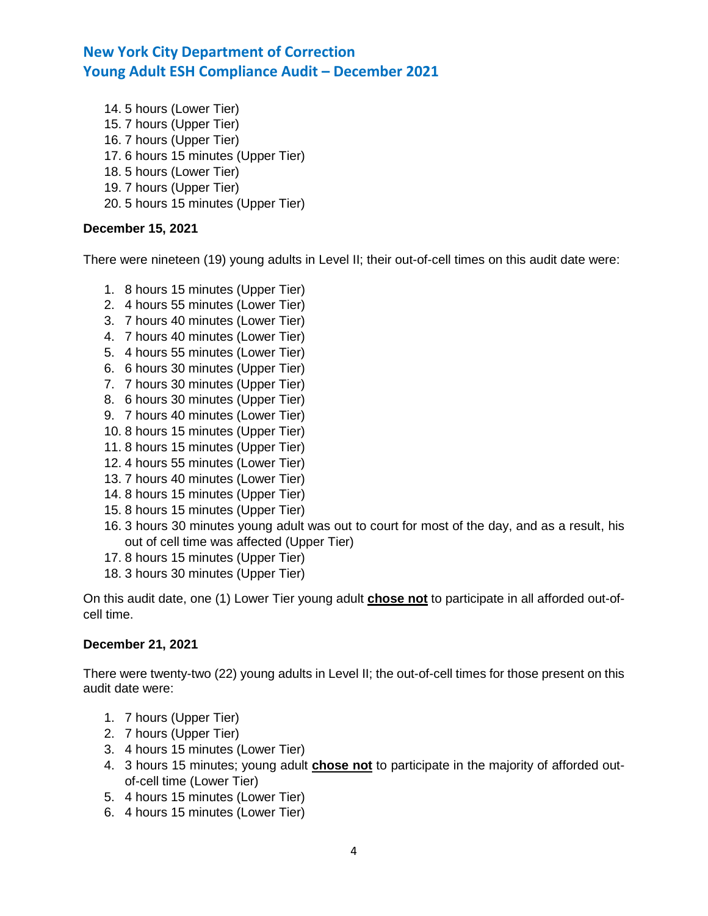14. 5 hours (Lower Tier)
15. 7 hours (Upper Tier)
16. 7 hours (Upper Tier)
17. 6 hours 15 minutes (Upper Tier)
18. 5 hours (Lower Tier)
19. 7 hours (Upper Tier)
20. 5 hours 15 minutes (Upper Tier)

**December 15, 2021**

There were nineteen (19) young adults in Level II; their out-of-cell times on this audit date were:

1. 8 hours 15 minutes (Upper Tier)
2. 4 hours 55 minutes (Lower Tier)
3. 7 hours 40 minutes (Lower Tier)
4. 7 hours 40 minutes (Lower Tier)
5. 4 hours 55 minutes (Lower Tier)
6. 6 hours 30 minutes (Upper Tier)
7. 7 hours 30 minutes (Upper Tier)
8. 6 hours 30 minutes (Upper Tier)
9. 7 hours 40 minutes (Lower Tier)
10. 8 hours 15 minutes (Upper Tier)
11. 8 hours 15 minutes (Upper Tier)
12. 4 hours 55 minutes (Lower Tier)
13. 7 hours 40 minutes (Lower Tier)
14. 8 hours 15 minutes (Upper Tier)
15. 8 hours 15 minutes (Upper Tier)
16. 3 hours 30 minutes young adult was out to court for most of the day, and as a result, his out of cell time was affected (Upper Tier)
17. 8 hours 15 minutes (Upper Tier)
18. 3 hours 30 minutes (Upper Tier)

On this audit date, one (1) Lower Tier young adult **chose not** to participate in all afforded out-of-cell time.

**December 21, 2021**

There were twenty-two (22) young adults in Level II; the out-of-cell times for those present on this audit date were:

1. 7 hours (Upper Tier)
2. 7 hours (Upper Tier)
3. 4 hours 15 minutes (Lower Tier)
4. 3 hours 15 minutes; young adult **chose not** to participate in the majority of afforded out-of-cell time (Lower Tier)
5. 4 hours 15 minutes (Lower Tier)
6. 4 hours 15 minutes (Lower Tier)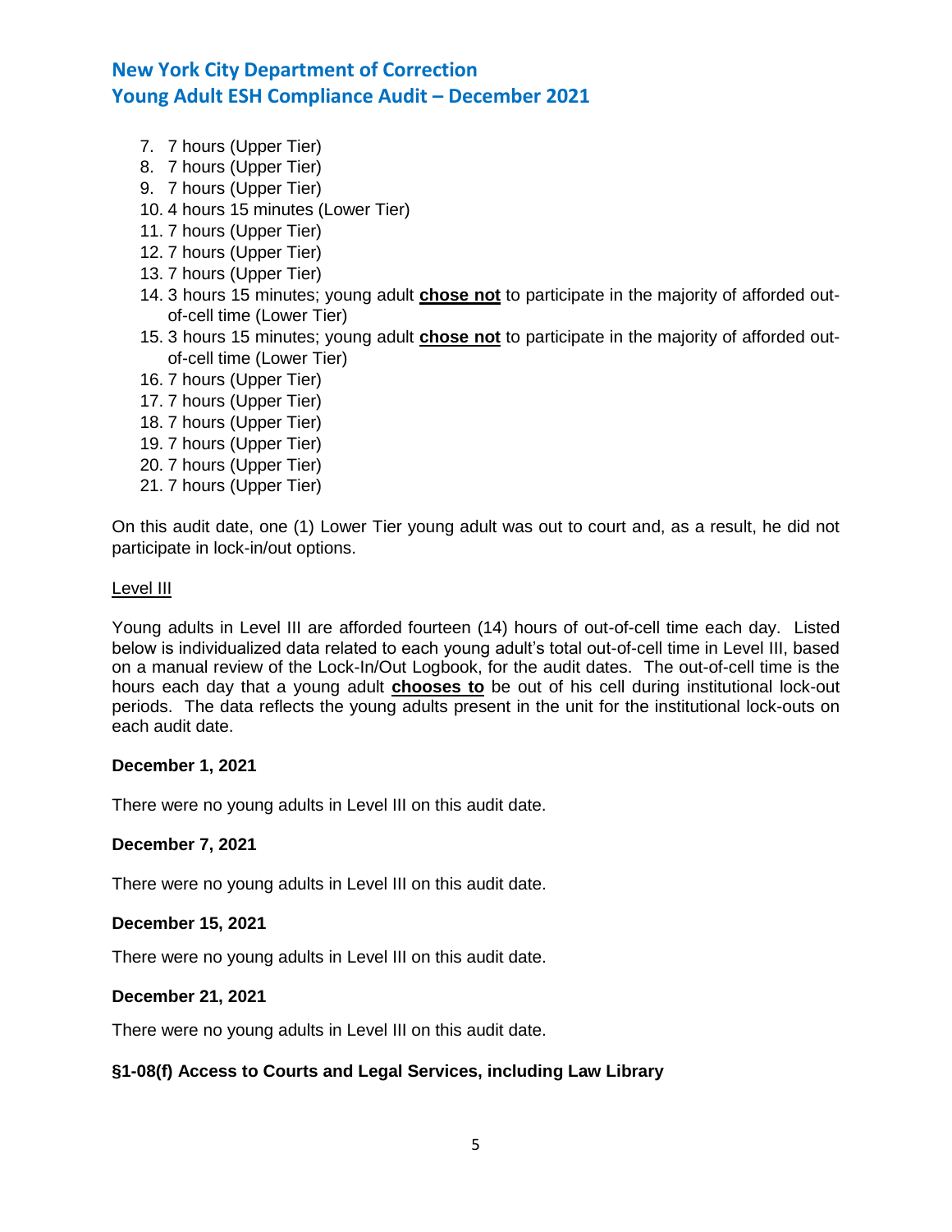7. 7 hours (Upper Tier)
8. 7 hours (Upper Tier)
9. 7 hours (Upper Tier)
10. 4 hours 15 minutes (Lower Tier)
11. 7 hours (Upper Tier)
12. 7 hours (Upper Tier)
13. 7 hours (Upper Tier)
14. 3 hours 15 minutes; young adult **chose not** to participate in the majority of afforded out-of-cell time (Lower Tier)
15. 3 hours 15 minutes; young adult **chose not** to participate in the majority of afforded out-of-cell time (Lower Tier)
16. 7 hours (Upper Tier)
17. 7 hours (Upper Tier)
18. 7 hours (Upper Tier)
19. 7 hours (Upper Tier)
20. 7 hours (Upper Tier)
21. 7 hours (Upper Tier)

On this audit date, one (1) Lower Tier young adult was out to court and, as a result, he did not participate in lock-in/out options.

Level III

Young adults in Level III are afforded fourteen (14) hours of out-of-cell time each day. Listed below is individualized data related to each young adult's total out-of-cell time in Level III, based on a manual review of the Lock-In/Out Logbook, for the audit dates. The out-of-cell time is the hours each day that a young adult **chooses to** be out of his cell during institutional lock-out periods. The data reflects the young adults present in the unit for the institutional lock-outs on each audit date.

**December 1, 2021**

There were no young adults in Level III on this audit date.

**December 7, 2021**

There were no young adults in Level III on this audit date.

**December 15, 2021**

There were no young adults in Level III on this audit date.

**December 21, 2021**

There were no young adults in Level III on this audit date.

**§1-08(f) Access to Courts and Legal Services, including Law Library**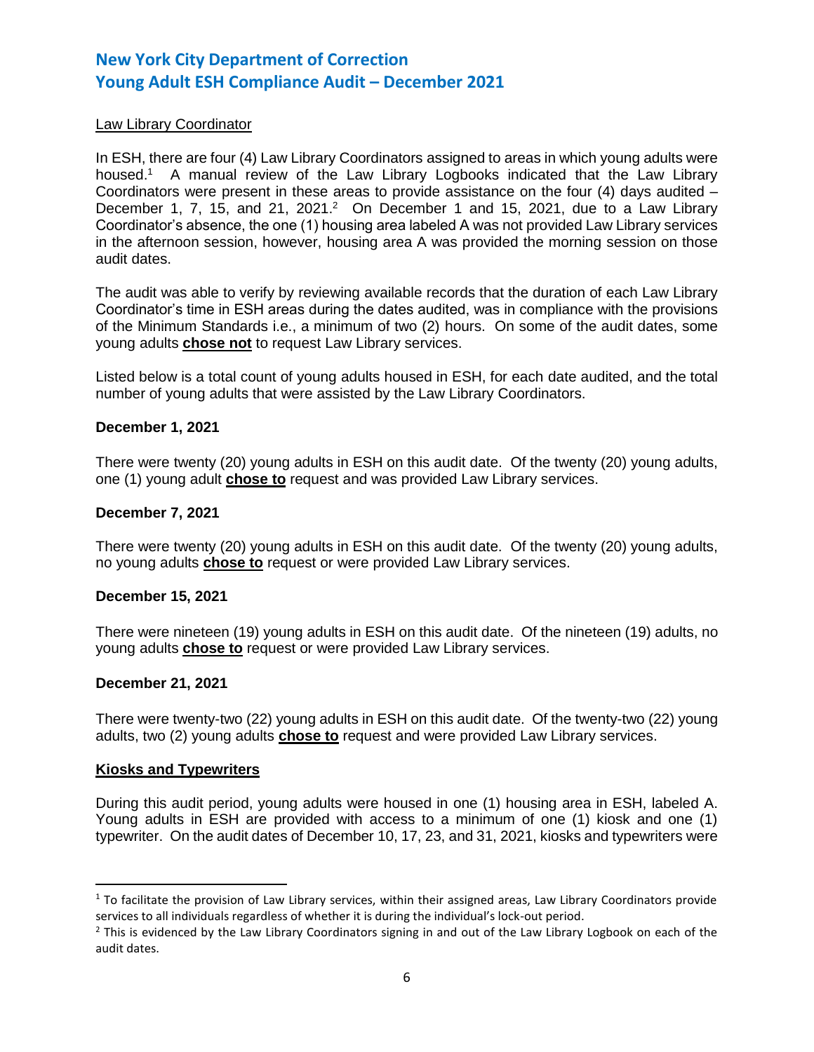Law Library Coordinator

In ESH, there are four (4) Law Library Coordinators assigned to areas in which young adults were housed.[1] A manual review of the Law Library Logbooks indicated that the Law Library Coordinators were present in these areas to provide assistance on the four (4) days audited – December 1, 7, 15, and 21, 2021.[2] On December 1 and 15, 2021, due to a Law Library Coordinator's absence, the one (1) housing area labeled A was not provided Law Library services in the afternoon session, however, housing area A was provided the morning session on those audit dates.

The audit was able to verify by reviewing available records that the duration of each Law Library Coordinator's time in ESH areas during the dates audited, was in compliance with the provisions of the Minimum Standards i.e., a minimum of two (2) hours. On some of the audit dates, some young adults **chose not** to request Law Library services.

Listed below is a total count of young adults housed in ESH, for each date audited, and the total number of young adults that were assisted by the Law Library Coordinators.

**December 1, 2021**

There were twenty (20) young adults in ESH on this audit date. Of the twenty (20) young adults, one (1) young adult **chose to** request and was provided Law Library services.

**December 7, 2021**

There were twenty (20) young adults in ESH on this audit date. Of the twenty (20) young adults, no young adults **chose to** request or were provided Law Library services.

**December 15, 2021**

There were nineteen (19) young adults in ESH on this audit date. Of the nineteen (19) adults, no young adults **chose to** request or were provided Law Library services.

**December 21, 2021**

There were twenty-two (22) young adults in ESH on this audit date. Of the twenty-two (22) young adults, two (2) young adults **chose to** request and were provided Law Library services.

**Kiosks and Typewriters**

During this audit period, young adults were housed in one (1) housing area in ESH, labeled A. Young adults in ESH are provided with access to a minimum of one (1) kiosk and one (1) typewriter. On the audit dates of December 10, 17, 23, and 31, 2021, kiosks and typewriters were

[1] To facilitate the provision of Law Library services, within their assigned areas, Law Library Coordinators provide services to all individuals regardless of whether it is during the individual's lock-out period.

[2] This is evidenced by the Law Library Coordinators signing in and out of the Law Library Logbook on each of the audit dates.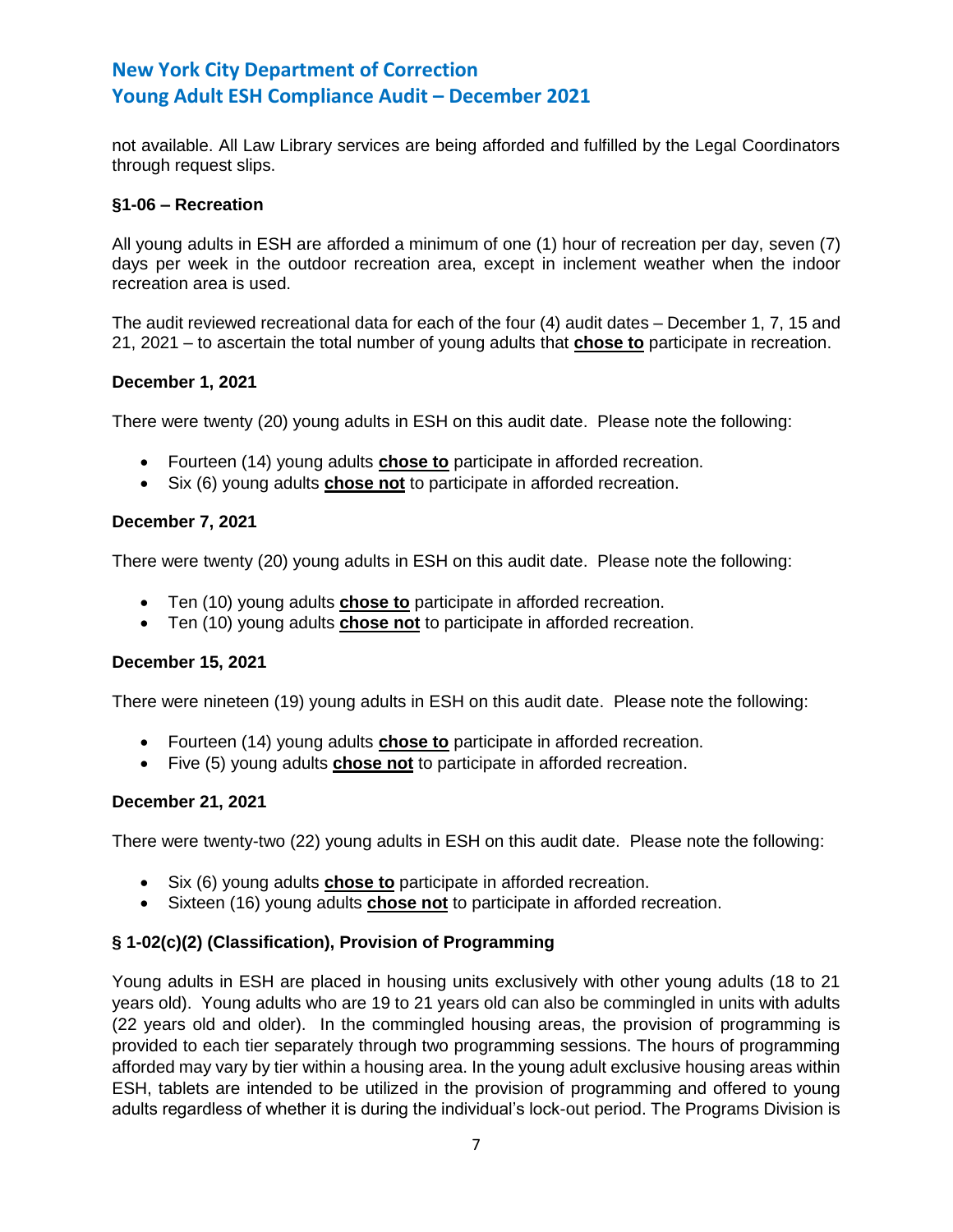not available. All Law Library services are being afforded and fulfilled by the Legal Coordinators through request slips.

**§1-06 – Recreation**

All young adults in ESH are afforded a minimum of one (1) hour of recreation per day, seven (7) days per week in the outdoor recreation area, except in inclement weather when the indoor recreation area is used.

The audit reviewed recreational data for each of the four (4) audit dates – December 1, 7, 15 and 21, 2021 – to ascertain the total number of young adults that **chose to** participate in recreation.

**December 1, 2021**

There were twenty (20) young adults in ESH on this audit date. Please note the following:

- Fourteen (14) young adults **chose to** participate in afforded recreation.
- Six (6) young adults **chose not** to participate in afforded recreation.

**December 7, 2021**

There were twenty (20) young adults in ESH on this audit date. Please note the following:

- Ten (10) young adults **chose to** participate in afforded recreation.
- Ten (10) young adults **chose not** to participate in afforded recreation.

**December 15, 2021**

There were nineteen (19) young adults in ESH on this audit date. Please note the following:

- Fourteen (14) young adults **chose to** participate in afforded recreation.
- Five (5) young adults **chose not** to participate in afforded recreation.

**December 21, 2021**

There were twenty-two (22) young adults in ESH on this audit date. Please note the following:

- Six (6) young adults **chose to** participate in afforded recreation.
- Sixteen (16) young adults **chose not** to participate in afforded recreation.

**§ 1-02(c)(2) (Classification), Provision of Programming**

Young adults in ESH are placed in housing units exclusively with other young adults (18 to 21 years old). Young adults who are 19 to 21 years old can also be commingled in units with adults (22 years old and older). In the commingled housing areas, the provision of programming is provided to each tier separately through two programming sessions. The hours of programming afforded may vary by tier within a housing area. In the young adult exclusive housing areas within ESH, tablets are intended to be utilized in the provision of programming and offered to young adults regardless of whether it is during the individual's lock-out period. The Programs Division is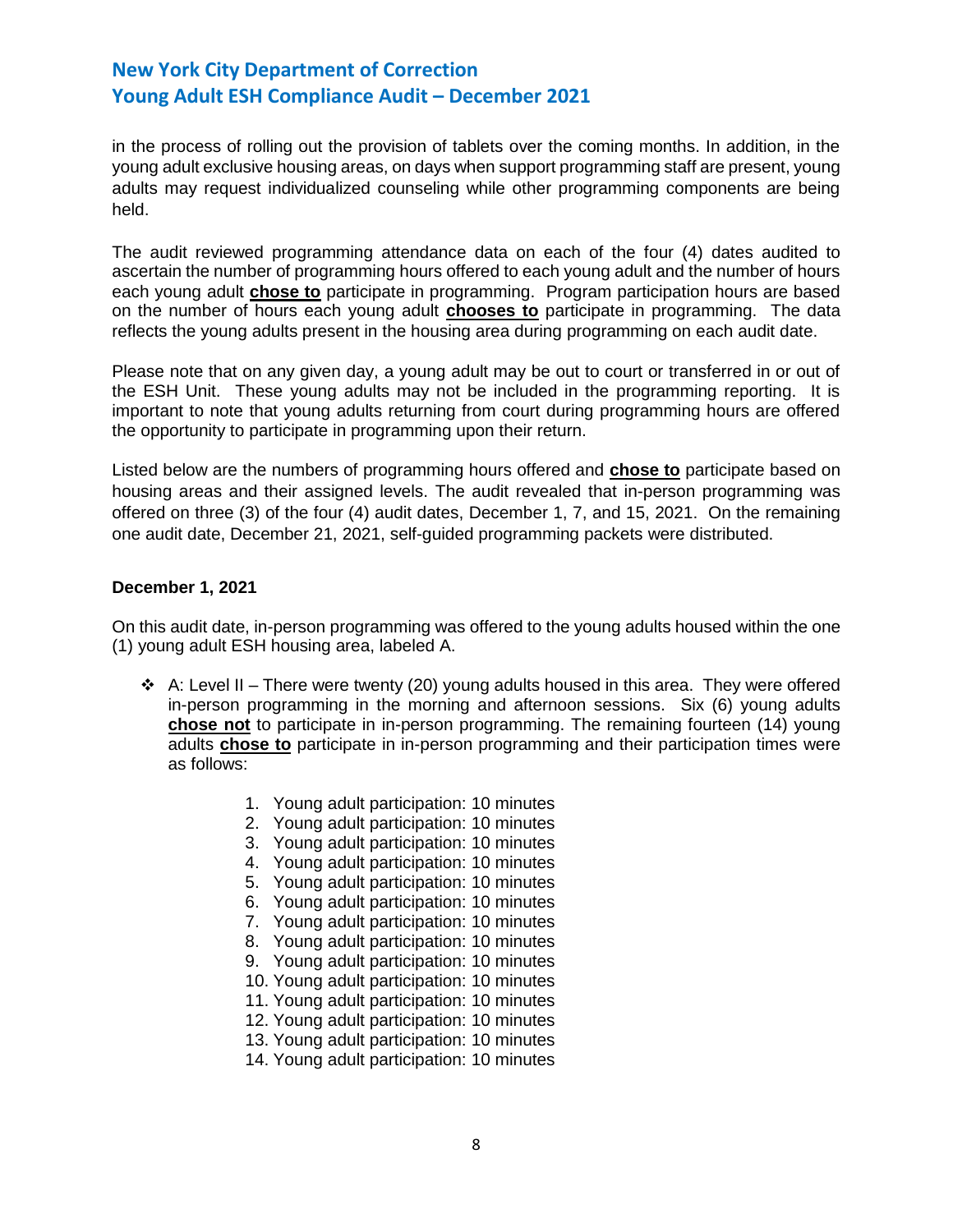in the process of rolling out the provision of tablets over the coming months. In addition, in the young adult exclusive housing areas, on days when support programming staff are present, young adults may request individualized counseling while other programming components are being held.

The audit reviewed programming attendance data on each of the four (4) dates audited to ascertain the number of programming hours offered to each young adult and the number of hours each young adult **chose to** participate in programming. Program participation hours are based on the number of hours each young adult **chooses to** participate in programming. The data reflects the young adults present in the housing area during programming on each audit date.

Please note that on any given day, a young adult may be out to court or transferred in or out of the ESH Unit. These young adults may not be included in the programming reporting. It is important to note that young adults returning from court during programming hours are offered the opportunity to participate in programming upon their return.

Listed below are the numbers of programming hours offered and **chose to** participate based on housing areas and their assigned levels. The audit revealed that in-person programming was offered on three (3) of the four (4) audit dates, December 1, 7, and 15, 2021. On the remaining one audit date, December 21, 2021, self-guided programming packets were distributed.

**December 1, 2021**

On this audit date, in-person programming was offered to the young adults housed within the one (1) young adult ESH housing area, labeled A.

- A: Level II – There were twenty (20) young adults housed in this area. They were offered in-person programming in the morning and afternoon sessions. Six (6) young adults **chose not** to participate in in-person programming. The remaining fourteen (14) young adults **chose to** participate in in-person programming and their participation times were as follows:

    1. Young adult participation: 10 minutes
    2. Young adult participation: 10 minutes
    3. Young adult participation: 10 minutes
    4. Young adult participation: 10 minutes
    5. Young adult participation: 10 minutes
    6. Young adult participation: 10 minutes
    7. Young adult participation: 10 minutes
    8. Young adult participation: 10 minutes
    9. Young adult participation: 10 minutes
    10. Young adult participation: 10 minutes
    11. Young adult participation: 10 minutes
    12. Young adult participation: 10 minutes
    13. Young adult participation: 10 minutes
    14. Young adult participation: 10 minutes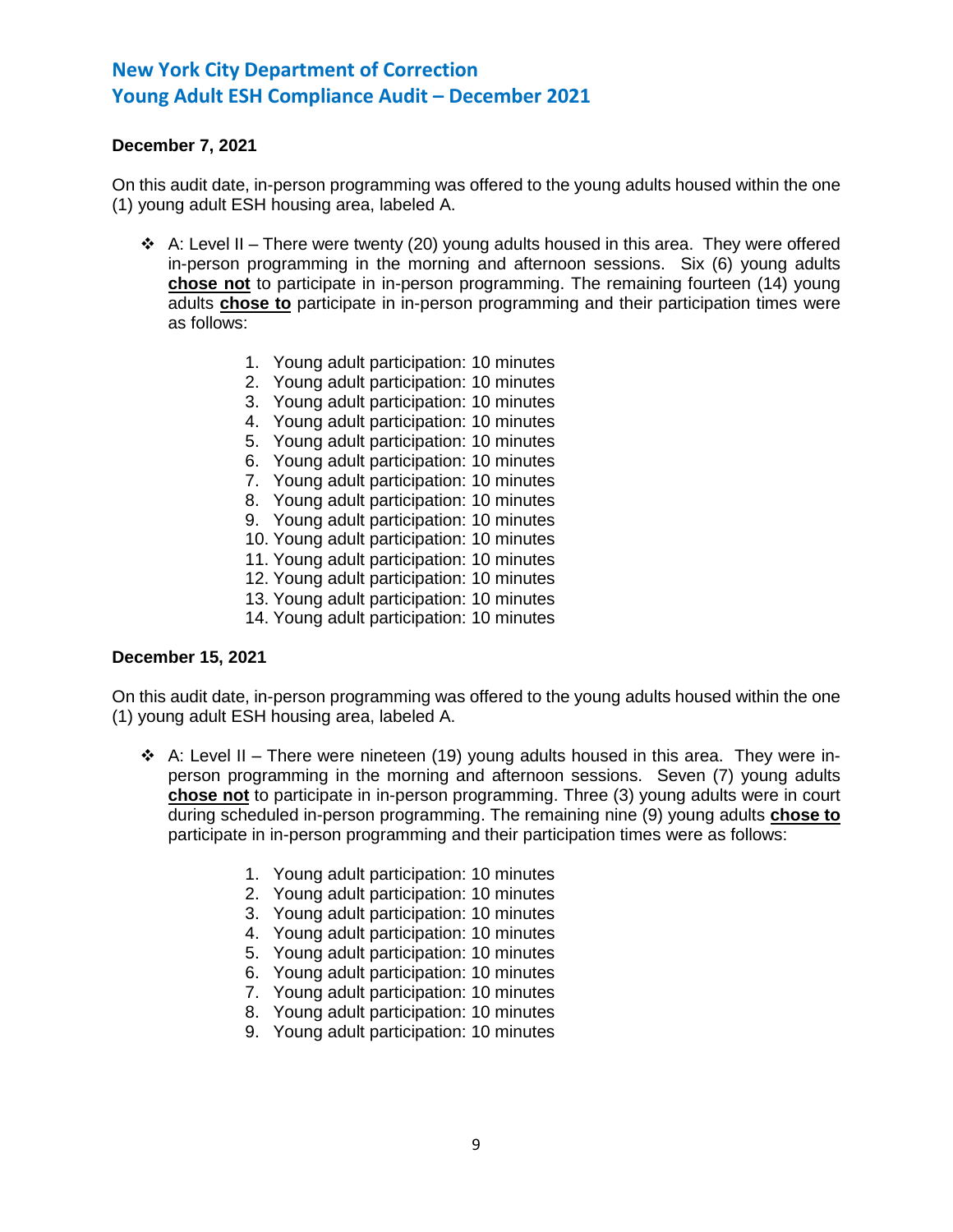**December 7, 2021**

On this audit date, in-person programming was offered to the young adults housed within the one (1) young adult ESH housing area, labeled A.

- A: Level II – There were twenty (20) young adults housed in this area. They were offered in-person programming in the morning and afternoon sessions. Six (6) young adults **chose not** to participate in in-person programming. The remaining fourteen (14) young adults **chose to** participate in in-person programming and their participation times were as follows:

    1. Young adult participation: 10 minutes
    2. Young adult participation: 10 minutes
    3. Young adult participation: 10 minutes
    4. Young adult participation: 10 minutes
    5. Young adult participation: 10 minutes
    6. Young adult participation: 10 minutes
    7. Young adult participation: 10 minutes
    8. Young adult participation: 10 minutes
    9. Young adult participation: 10 minutes
    10. Young adult participation: 10 minutes
    11. Young adult participation: 10 minutes
    12. Young adult participation: 10 minutes
    13. Young adult participation: 10 minutes
    14. Young adult participation: 10 minutes

**December 15, 2021**

On this audit date, in-person programming was offered to the young adults housed within the one (1) young adult ESH housing area, labeled A.

- A: Level II – There were nineteen (19) young adults housed in this area. They were in-person programming in the morning and afternoon sessions. Seven (7) young adults **chose not** to participate in in-person programming. Three (3) young adults were in court during scheduled in-person programming. The remaining nine (9) young adults **chose to** participate in in-person programming and their participation times were as follows:

    1. Young adult participation: 10 minutes
    2. Young adult participation: 10 minutes
    3. Young adult participation: 10 minutes
    4. Young adult participation: 10 minutes
    5. Young adult participation: 10 minutes
    6. Young adult participation: 10 minutes
    7. Young adult participation: 10 minutes
    8. Young adult participation: 10 minutes
    9. Young adult participation: 10 minutes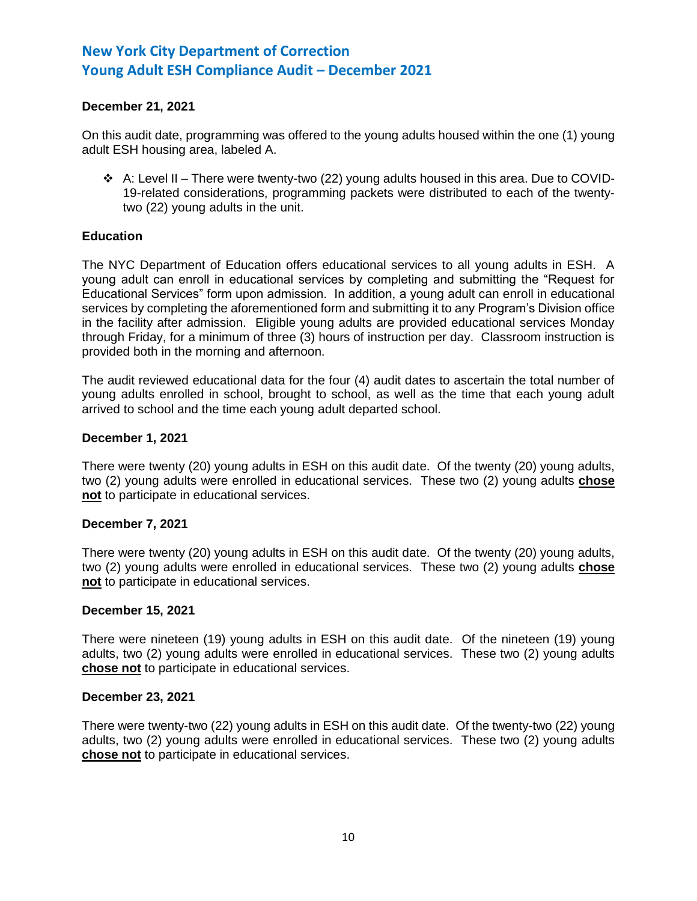**December 21, 2021**

On this audit date, programming was offered to the young adults housed within the one (1) young adult ESH housing area, labeled A.

- A: Level II – There were twenty-two (22) young adults housed in this area. Due to COVID-19-related considerations, programming packets were distributed to each of the twenty-two (22) young adults in the unit.

**Education**

The NYC Department of Education offers educational services to all young adults in ESH. A young adult can enroll in educational services by completing and submitting the "Request for Educational Services" form upon admission. In addition, a young adult can enroll in educational services by completing the aforementioned form and submitting it to any Program's Division office in the facility after admission. Eligible young adults are provided educational services Monday through Friday, for a minimum of three (3) hours of instruction per day. Classroom instruction is provided both in the morning and afternoon.

The audit reviewed educational data for the four (4) audit dates to ascertain the total number of young adults enrolled in school, brought to school, as well as the time that each young adult arrived to school and the time each young adult departed school.

**December 1, 2021**

There were twenty (20) young adults in ESH on this audit date. Of the twenty (20) young adults, two (2) young adults were enrolled in educational services. These two (2) young adults **<u>chose not</u>** to participate in educational services.

**December 7, 2021**

There were twenty (20) young adults in ESH on this audit date. Of the twenty (20) young adults, two (2) young adults were enrolled in educational services. These two (2) young adults **<u>chose not</u>** to participate in educational services.

**December 15, 2021**

There were nineteen (19) young adults in ESH on this audit date. Of the nineteen (19) young adults, two (2) young adults were enrolled in educational services. These two (2) young adults **<u>chose not</u>** to participate in educational services.

**December 23, 2021**

There were twenty-two (22) young adults in ESH on this audit date. Of the twenty-two (22) young adults, two (2) young adults were enrolled in educational services. These two (2) young adults **<u>chose not</u>** to participate in educational services.